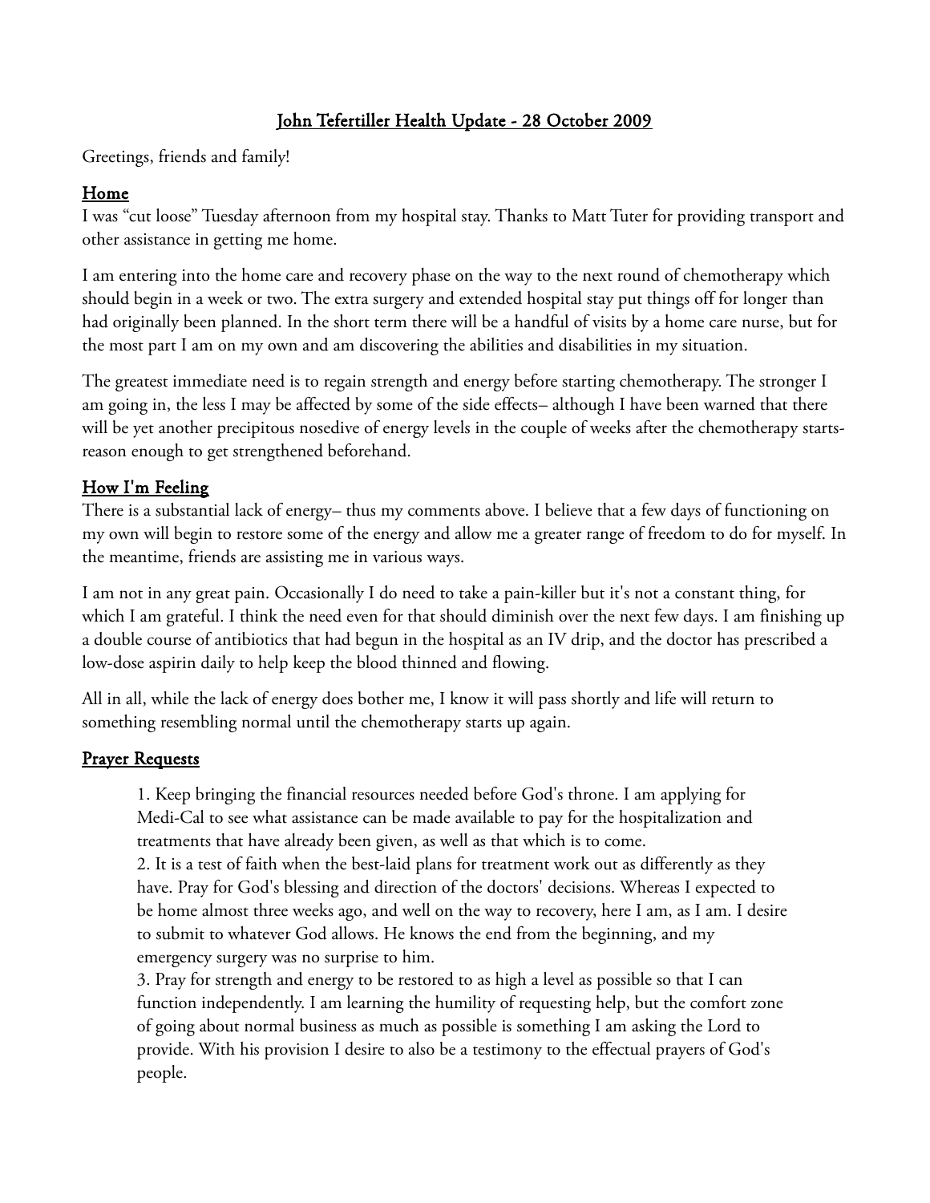# John Tefertiller Health Update - 28 October 2009

Greetings, friends and family!

## Home

I was "cut loose" Tuesday afternoon from my hospital stay. Thanks to Matt Tuter for providing transport and other assistance in getting me home.

I am entering into the home care and recovery phase on the way to the next round of chemotherapy which should begin in a week or two. The extra surgery and extended hospital stay put things off for longer than had originally been planned. In the short term there will be a handful of visits by a home care nurse, but for the most part I am on my own and am discovering the abilities and disabilities in my situation.

The greatest immediate need is to regain strength and energy before starting chemotherapy. The stronger I am going in, the less I may be affected by some of the side effects– although I have been warned that there will be yet another precipitous nosedive of energy levels in the couple of weeks after the chemotherapy starts- reason enough to get strengthened beforehand.

## How I'm Feeling

There is a substantial lack of energy– thus my comments above. I believe that a few days of functioning on my own will begin to restore some of the energy and allow me a greater range of freedom to do for myself. In the meantime, friends are assisting me in various ways.

I am not in any great pain. Occasionally I do need to take a pain-killer but it's not a constant thing, for which I am grateful. I think the need even for that should diminish over the next few days. I am finishing up a double course of antibiotics that had begun in the hospital as an IV drip, and the doctor has prescribed a low-dose aspirin daily to help keep the blood thinned and flowing.

All in all, while the lack of energy does bother me, I know it will pass shortly and life will return to something resembling normal until the chemotherapy starts up again.

## Prayer Requests

1. Keep bringing the financial resources needed before God's throne. I am applying for Medi-Cal to see what assistance can be made available to pay for the hospitalization and treatments that have already been given, as well as that which is to come.
2. It is a test of faith when the best-laid plans for treatment work out as differently as they have. Pray for God's blessing and direction of the doctors' decisions. Whereas I expected to be home almost three weeks ago, and well on the way to recovery, here I am, as I am. I desire to submit to whatever God allows. He knows the end from the beginning, and my emergency surgery was no surprise to him.
3. Pray for strength and energy to be restored to as high a level as possible so that I can function independently. I am learning the humility of requesting help, but the comfort zone of going about normal business as much as possible is something I am asking the Lord to provide. With his provision I desire to also be a testimony to the effectual prayers of God's people.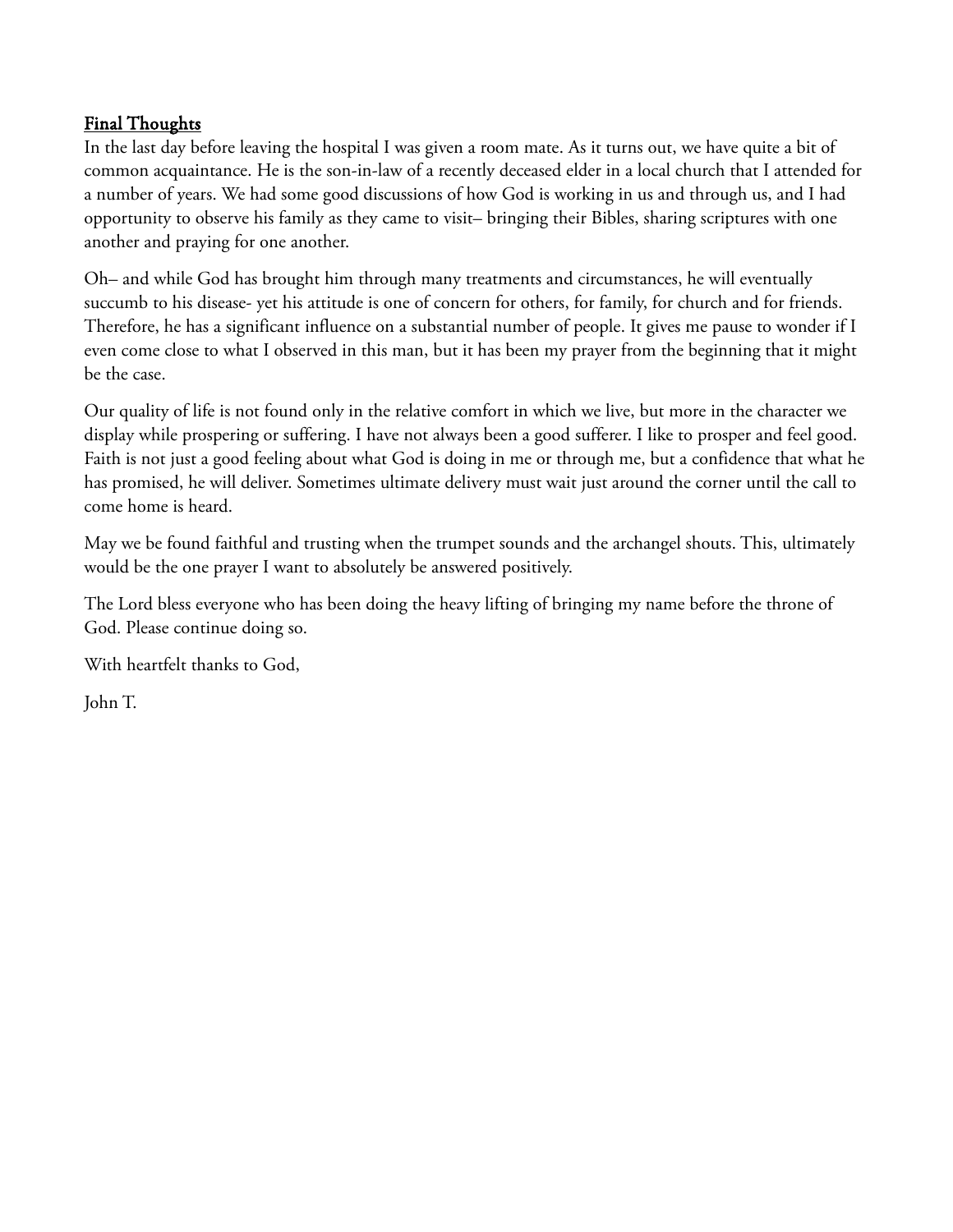## Final Thoughts

In the last day before leaving the hospital I was given a room mate. As it turns out, we have quite a bit of common acquaintance. He is the son-in-law of a recently deceased elder in a local church that I attended for a number of years. We had some good discussions of how God is working in us and through us, and I had opportunity to observe his family as they came to visit– bringing their Bibles, sharing scriptures with one another and praying for one another.

Oh– and while God has brought him through many treatments and circumstances, he will eventually succumb to his disease- yet his attitude is one of concern for others, for family, for church and for friends. Therefore, he has a significant influence on a substantial number of people. It gives me pause to wonder if I even come close to what I observed in this man, but it has been my prayer from the beginning that it might be the case.

Our quality of life is not found only in the relative comfort in which we live, but more in the character we display while prospering or suffering. I have not always been a good sufferer. I like to prosper and feel good. Faith is not just a good feeling about what God is doing in me or through me, but a confidence that what he has promised, he will deliver. Sometimes ultimate delivery must wait just around the corner until the call to come home is heard.

May we be found faithful and trusting when the trumpet sounds and the archangel shouts. This, ultimately would be the one prayer I want to absolutely be answered positively.

The Lord bless everyone who has been doing the heavy lifting of bringing my name before the throne of God. Please continue doing so.

With heartfelt thanks to God,

John T.